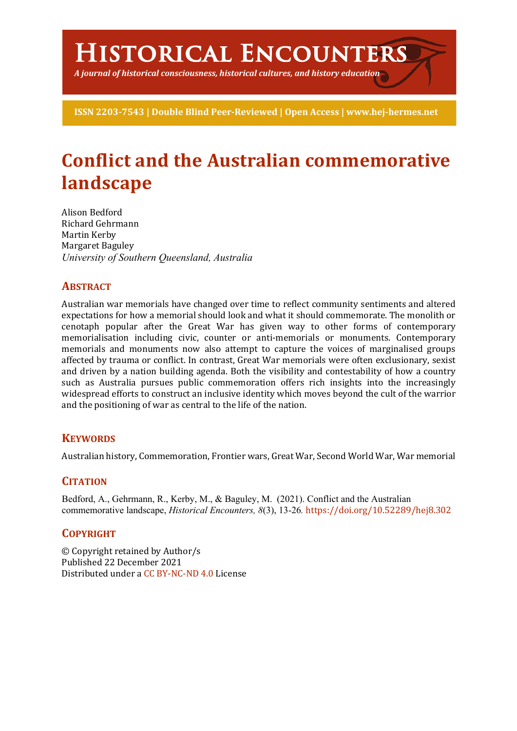# Historical Encounters

*A journal of historical consciousness, historical cultures, and history education*

**ISSN 2203-7543 | Double Blind Peer-Reviewed | Open Access | www.hej-hermes.net**

# Conflict and the Australian commemorative landscape

Alison Bedford
Richard Gehrmann
Martin Kerby
Margaret Baguley
*University of Southern Queensland, Australia*

## Abstract

Australian war memorials have changed over time to reflect community sentiments and altered expectations for how a memorial should look and what it should commemorate. The monolith or cenotaph popular after the Great War has given way to other forms of contemporary memorialisation including civic, counter or anti-memorials or monuments. Contemporary memorials and monuments now also attempt to capture the voices of marginalised groups affected by trauma or conflict. In contrast, Great War memorials were often exclusionary, sexist and driven by a nation building agenda. Both the visibility and contestability of how a country such as Australia pursues public commemoration offers rich insights into the increasingly widespread efforts to construct an inclusive identity which moves beyond the cult of the warrior and the positioning of war as central to the life of the nation.

## Keywords

Australian history, Commemoration, Frontier wars, Great War, Second World War, War memorial

## Citation

Bedford, A., Gehrmann, R., Kerby, M., & Baguley, M. (2021). Conflict and the Australian commemorative landscape, *Historical Encounters, 8*(3), 13-26. https://doi.org/10.52289/hej8.302

## Copyright

© Copyright retained by Author/s
Published 22 December 2021
Distributed under a CC BY-NC-ND 4.0 License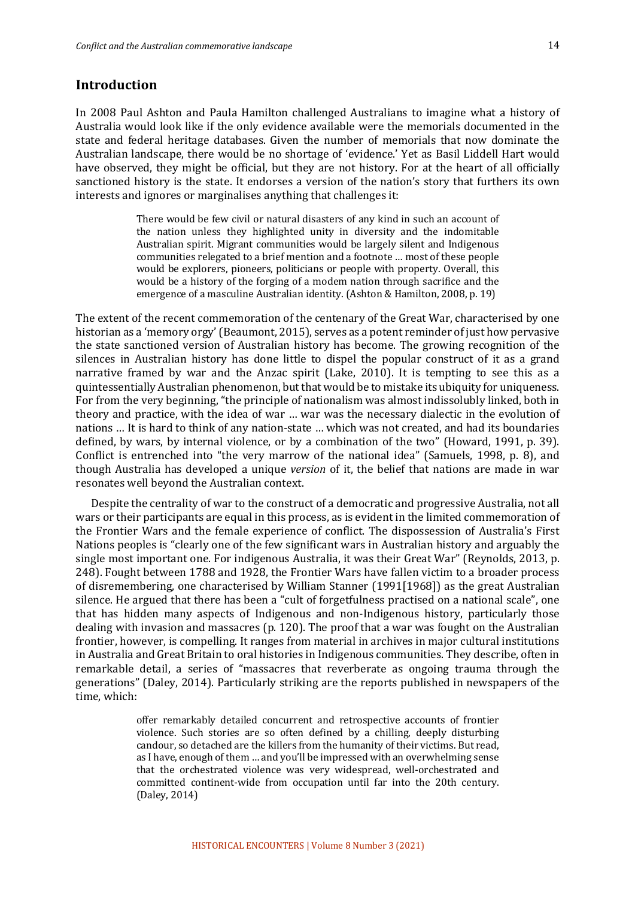## Introduction

In 2008 Paul Ashton and Paula Hamilton challenged Australians to imagine what a history of Australia would look like if the only evidence available were the memorials documented in the state and federal heritage databases. Given the number of memorials that now dominate the Australian landscape, there would be no shortage of 'evidence.' Yet as Basil Liddell Hart would have observed, they might be official, but they are not history. For at the heart of all officially sanctioned history is the state. It endorses a version of the nation's story that furthers its own interests and ignores or marginalises anything that challenges it:

> There would be few civil or natural disasters of any kind in such an account of the nation unless they highlighted unity in diversity and the indomitable Australian spirit. Migrant communities would be largely silent and Indigenous communities relegated to a brief mention and a footnote … most of these people would be explorers, pioneers, politicians or people with property. Overall, this would be a history of the forging of a modem nation through sacrifice and the emergence of a masculine Australian identity. (Ashton & Hamilton, 2008, p. 19)

The extent of the recent commemoration of the centenary of the Great War, characterised by one historian as a 'memory orgy' (Beaumont, 2015), serves as a potent reminder of just how pervasive the state sanctioned version of Australian history has become. The growing recognition of the silences in Australian history has done little to dispel the popular construct of it as a grand narrative framed by war and the Anzac spirit (Lake, 2010). It is tempting to see this as a quintessentially Australian phenomenon, but that would be to mistake its ubiquity for uniqueness. For from the very beginning, "the principle of nationalism was almost indissolubly linked, both in theory and practice, with the idea of war … war was the necessary dialectic in the evolution of nations … It is hard to think of any nation-state … which was not created, and had its boundaries defined, by wars, by internal violence, or by a combination of the two" (Howard, 1991, p. 39). Conflict is entrenched into "the very marrow of the national idea" (Samuels, 1998, p. 8), and though Australia has developed a unique *version* of it, the belief that nations are made in war resonates well beyond the Australian context.

Despite the centrality of war to the construct of a democratic and progressive Australia, not all wars or their participants are equal in this process, as is evident in the limited commemoration of the Frontier Wars and the female experience of conflict. The dispossession of Australia's First Nations peoples is "clearly one of the few significant wars in Australian history and arguably the single most important one. For indigenous Australia, it was their Great War" (Reynolds, 2013, p. 248). Fought between 1788 and 1928, the Frontier Wars have fallen victim to a broader process of disremembering, one characterised by William Stanner (1991[1968]) as the great Australian silence. He argued that there has been a "cult of forgetfulness practised on a national scale", one that has hidden many aspects of Indigenous and non-Indigenous history, particularly those dealing with invasion and massacres (p. 120). The proof that a war was fought on the Australian frontier, however, is compelling. It ranges from material in archives in major cultural institutions in Australia and Great Britain to oral histories in Indigenous communities. They describe, often in remarkable detail, a series of "massacres that reverberate as ongoing trauma through the generations" (Daley, 2014). Particularly striking are the reports published in newspapers of the time, which:

> offer remarkably detailed concurrent and retrospective accounts of frontier violence. Such stories are so often defined by a chilling, deeply disturbing candour, so detached are the killers from the humanity of their victims. But read, as I have, enough of them … and you'll be impressed with an overwhelming sense that the orchestrated violence was very widespread, well-orchestrated and committed continent-wide from occupation until far into the 20th century. (Daley, 2014)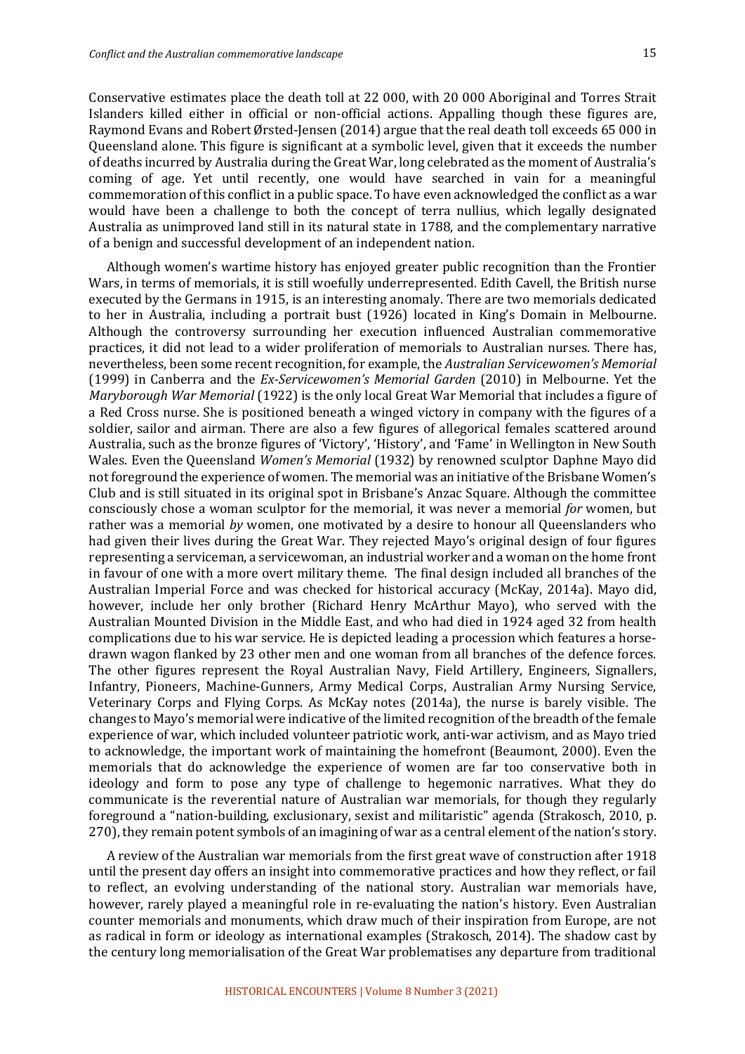Conservative estimates place the death toll at 22 000, with 20 000 Aboriginal and Torres Strait Islanders killed either in official or non-official actions. Appalling though these figures are, Raymond Evans and Robert Ørsted-Jensen (2014) argue that the real death toll exceeds 65 000 in Queensland alone. This figure is significant at a symbolic level, given that it exceeds the number of deaths incurred by Australia during the Great War, long celebrated as the moment of Australia's coming of age. Yet until recently, one would have searched in vain for a meaningful commemoration of this conflict in a public space. To have even acknowledged the conflict as a war would have been a challenge to both the concept of terra nullius, which legally designated Australia as unimproved land still in its natural state in 1788, and the complementary narrative of a benign and successful development of an independent nation.

Although women's wartime history has enjoyed greater public recognition than the Frontier Wars, in terms of memorials, it is still woefully underrepresented. Edith Cavell, the British nurse executed by the Germans in 1915, is an interesting anomaly. There are two memorials dedicated to her in Australia, including a portrait bust (1926) located in King's Domain in Melbourne. Although the controversy surrounding her execution influenced Australian commemorative practices, it did not lead to a wider proliferation of memorials to Australian nurses. There has, nevertheless, been some recent recognition, for example, the *Australian Servicewomen's Memorial* (1999) in Canberra and the *Ex-Servicewomen's Memorial Garden* (2010) in Melbourne. Yet the *Maryborough War Memorial* (1922) is the only local Great War Memorial that includes a figure of a Red Cross nurse. She is positioned beneath a winged victory in company with the figures of a soldier, sailor and airman. There are also a few figures of allegorical females scattered around Australia, such as the bronze figures of 'Victory', 'History', and 'Fame' in Wellington in New South Wales. Even the Queensland *Women's Memorial* (1932) by renowned sculptor Daphne Mayo did not foreground the experience of women. The memorial was an initiative of the Brisbane Women's Club and is still situated in its original spot in Brisbane's Anzac Square. Although the committee consciously chose a woman sculptor for the memorial, it was never a memorial *for* women, but rather was a memorial *by* women, one motivated by a desire to honour all Queenslanders who had given their lives during the Great War. They rejected Mayo's original design of four figures representing a serviceman, a servicewoman, an industrial worker and a woman on the home front in favour of one with a more overt military theme. The final design included all branches of the Australian Imperial Force and was checked for historical accuracy (McKay, 2014a). Mayo did, however, include her only brother (Richard Henry McArthur Mayo), who served with the Australian Mounted Division in the Middle East, and who had died in 1924 aged 32 from health complications due to his war service. He is depicted leading a procession which features a horse-drawn wagon flanked by 23 other men and one woman from all branches of the defence forces. The other figures represent the Royal Australian Navy, Field Artillery, Engineers, Signallers, Infantry, Pioneers, Machine-Gunners, Army Medical Corps, Australian Army Nursing Service, Veterinary Corps and Flying Corps. As McKay notes (2014a), the nurse is barely visible. The changes to Mayo's memorial were indicative of the limited recognition of the breadth of the female experience of war, which included volunteer patriotic work, anti-war activism, and as Mayo tried to acknowledge, the important work of maintaining the homefront (Beaumont, 2000). Even the memorials that do acknowledge the experience of women are far too conservative both in ideology and form to pose any type of challenge to hegemonic narratives. What they do communicate is the reverential nature of Australian war memorials, for though they regularly foreground a "nation-building, exclusionary, sexist and militaristic" agenda (Strakosch, 2010, p. 270), they remain potent symbols of an imagining of war as a central element of the nation's story.

A review of the Australian war memorials from the first great wave of construction after 1918 until the present day offers an insight into commemorative practices and how they reflect, or fail to reflect, an evolving understanding of the national story. Australian war memorials have, however, rarely played a meaningful role in re-evaluating the nation's history. Even Australian counter memorials and monuments, which draw much of their inspiration from Europe, are not as radical in form or ideology as international examples (Strakosch, 2014). The shadow cast by the century long memorialisation of the Great War problematises any departure from traditional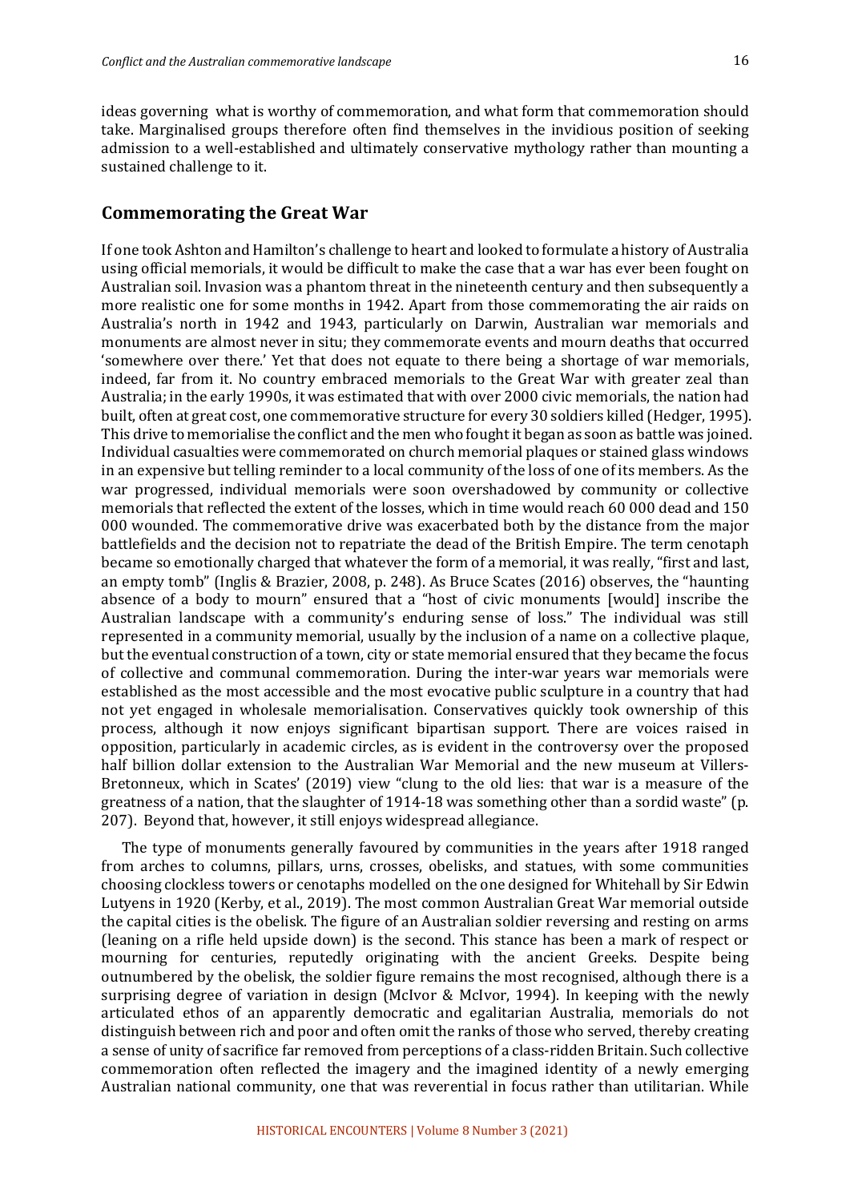ideas governing what is worthy of commemoration, and what form that commemoration should take. Marginalised groups therefore often find themselves in the invidious position of seeking admission to a well-established and ultimately conservative mythology rather than mounting a sustained challenge to it.

## Commemorating the Great War

If one took Ashton and Hamilton's challenge to heart and looked to formulate a history of Australia using official memorials, it would be difficult to make the case that a war has ever been fought on Australian soil. Invasion was a phantom threat in the nineteenth century and then subsequently a more realistic one for some months in 1942. Apart from those commemorating the air raids on Australia's north in 1942 and 1943, particularly on Darwin, Australian war memorials and monuments are almost never in situ; they commemorate events and mourn deaths that occurred 'somewhere over there.' Yet that does not equate to there being a shortage of war memorials, indeed, far from it. No country embraced memorials to the Great War with greater zeal than Australia; in the early 1990s, it was estimated that with over 2000 civic memorials, the nation had built, often at great cost, one commemorative structure for every 30 soldiers killed (Hedger, 1995). This drive to memorialise the conflict and the men who fought it began as soon as battle was joined. Individual casualties were commemorated on church memorial plaques or stained glass windows in an expensive but telling reminder to a local community of the loss of one of its members. As the war progressed, individual memorials were soon overshadowed by community or collective memorials that reflected the extent of the losses, which in time would reach 60 000 dead and 150 000 wounded. The commemorative drive was exacerbated both by the distance from the major battlefields and the decision not to repatriate the dead of the British Empire. The term cenotaph became so emotionally charged that whatever the form of a memorial, it was really, "first and last, an empty tomb" (Inglis & Brazier, 2008, p. 248). As Bruce Scates (2016) observes, the "haunting absence of a body to mourn" ensured that a "host of civic monuments [would] inscribe the Australian landscape with a community's enduring sense of loss." The individual was still represented in a community memorial, usually by the inclusion of a name on a collective plaque, but the eventual construction of a town, city or state memorial ensured that they became the focus of collective and communal commemoration. During the inter-war years war memorials were established as the most accessible and the most evocative public sculpture in a country that had not yet engaged in wholesale memorialisation. Conservatives quickly took ownership of this process, although it now enjoys significant bipartisan support. There are voices raised in opposition, particularly in academic circles, as is evident in the controversy over the proposed half billion dollar extension to the Australian War Memorial and the new museum at Villers-Bretonneux, which in Scates' (2019) view "clung to the old lies: that war is a measure of the greatness of a nation, that the slaughter of 1914-18 was something other than a sordid waste" (p. 207). Beyond that, however, it still enjoys widespread allegiance.

The type of monuments generally favoured by communities in the years after 1918 ranged from arches to columns, pillars, urns, crosses, obelisks, and statues, with some communities choosing clockless towers or cenotaphs modelled on the one designed for Whitehall by Sir Edwin Lutyens in 1920 (Kerby, et al., 2019). The most common Australian Great War memorial outside the capital cities is the obelisk. The figure of an Australian soldier reversing and resting on arms (leaning on a rifle held upside down) is the second. This stance has been a mark of respect or mourning for centuries, reputedly originating with the ancient Greeks. Despite being outnumbered by the obelisk, the soldier figure remains the most recognised, although there is a surprising degree of variation in design (McIvor & McIvor, 1994). In keeping with the newly articulated ethos of an apparently democratic and egalitarian Australia, memorials do not distinguish between rich and poor and often omit the ranks of those who served, thereby creating a sense of unity of sacrifice far removed from perceptions of a class-ridden Britain. Such collective commemoration often reflected the imagery and the imagined identity of a newly emerging Australian national community, one that was reverential in focus rather than utilitarian. While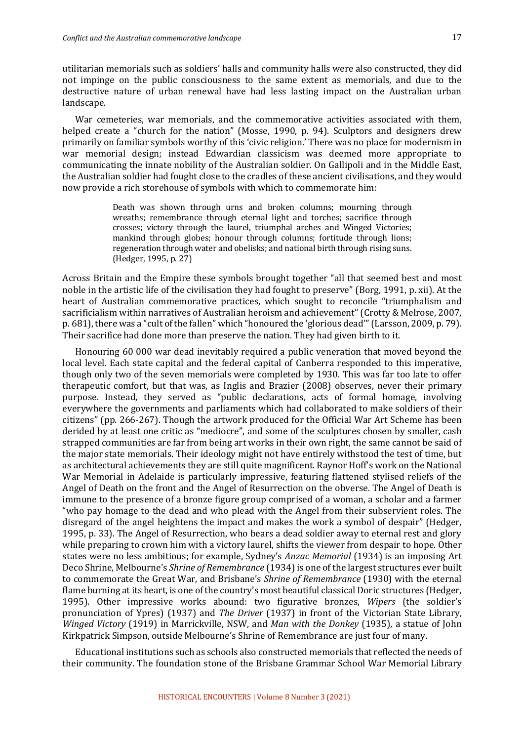utilitarian memorials such as soldiers' halls and community halls were also constructed, they did not impinge on the public consciousness to the same extent as memorials, and due to the destructive nature of urban renewal have had less lasting impact on the Australian urban landscape.

War cemeteries, war memorials, and the commemorative activities associated with them, helped create a "church for the nation" (Mosse, 1990, p. 94). Sculptors and designers drew primarily on familiar symbols worthy of this 'civic religion.' There was no place for modernism in war memorial design; instead Edwardian classicism was deemed more appropriate to communicating the innate nobility of the Australian soldier. On Gallipoli and in the Middle East, the Australian soldier had fought close to the cradles of these ancient civilisations, and they would now provide a rich storehouse of symbols with which to commemorate him:

> Death was shown through urns and broken columns; mourning through wreaths; remembrance through eternal light and torches; sacrifice through crosses; victory through the laurel, triumphal arches and Winged Victories; mankind through globes; honour through columns; fortitude through lions; regeneration through water and obelisks; and national birth through rising suns. (Hedger, 1995, p. 27)

Across Britain and the Empire these symbols brought together "all that seemed best and most noble in the artistic life of the civilisation they had fought to preserve" (Borg, 1991, p. xii). At the heart of Australian commemorative practices, which sought to reconcile "triumphalism and sacrificialism within narratives of Australian heroism and achievement" (Crotty & Melrose, 2007, p. 681), there was a "cult of the fallen" which "honoured the 'glorious dead'" (Larsson, 2009, p. 79). Their sacrifice had done more than preserve the nation. They had given birth to it.

Honouring 60 000 war dead inevitably required a public veneration that moved beyond the local level. Each state capital and the federal capital of Canberra responded to this imperative, though only two of the seven memorials were completed by 1930. This was far too late to offer therapeutic comfort, but that was, as Inglis and Brazier (2008) observes, never their primary purpose. Instead, they served as "public declarations, acts of formal homage, involving everywhere the governments and parliaments which had collaborated to make soldiers of their citizens" (pp. 266-267). Though the artwork produced for the Official War Art Scheme has been derided by at least one critic as "mediocre", and some of the sculptures chosen by smaller, cash strapped communities are far from being art works in their own right, the same cannot be said of the major state memorials. Their ideology might not have entirely withstood the test of time, but as architectural achievements they are still quite magnificent. Raynor Hoff's work on the National War Memorial in Adelaide is particularly impressive, featuring flattened stylised reliefs of the Angel of Death on the front and the Angel of Resurrection on the obverse. The Angel of Death is immune to the presence of a bronze figure group comprised of a woman, a scholar and a farmer "who pay homage to the dead and who plead with the Angel from their subservient roles. The disregard of the angel heightens the impact and makes the work a symbol of despair" (Hedger, 1995, p. 33). The Angel of Resurrection, who bears a dead soldier away to eternal rest and glory while preparing to crown him with a victory laurel, shifts the viewer from despair to hope. Other states were no less ambitious; for example, Sydney's *Anzac Memorial* (1934) is an imposing Art Deco Shrine, Melbourne's *Shrine of Remembrance* (1934) is one of the largest structures ever built to commemorate the Great War, and Brisbane's *Shrine of Remembrance* (1930) with the eternal flame burning at its heart, is one of the country's most beautiful classical Doric structures (Hedger, 1995). Other impressive works abound: two figurative bronzes, *Wipers* (the soldier's pronunciation of Ypres) (1937) and *The Driver* (1937) in front of the Victorian State Library, *Winged Victory* (1919) in Marrickville, NSW, and *Man with the Donkey* (1935), a statue of John Kirkpatrick Simpson, outside Melbourne's Shrine of Remembrance are just four of many.

Educational institutions such as schools also constructed memorials that reflected the needs of their community. The foundation stone of the Brisbane Grammar School War Memorial Library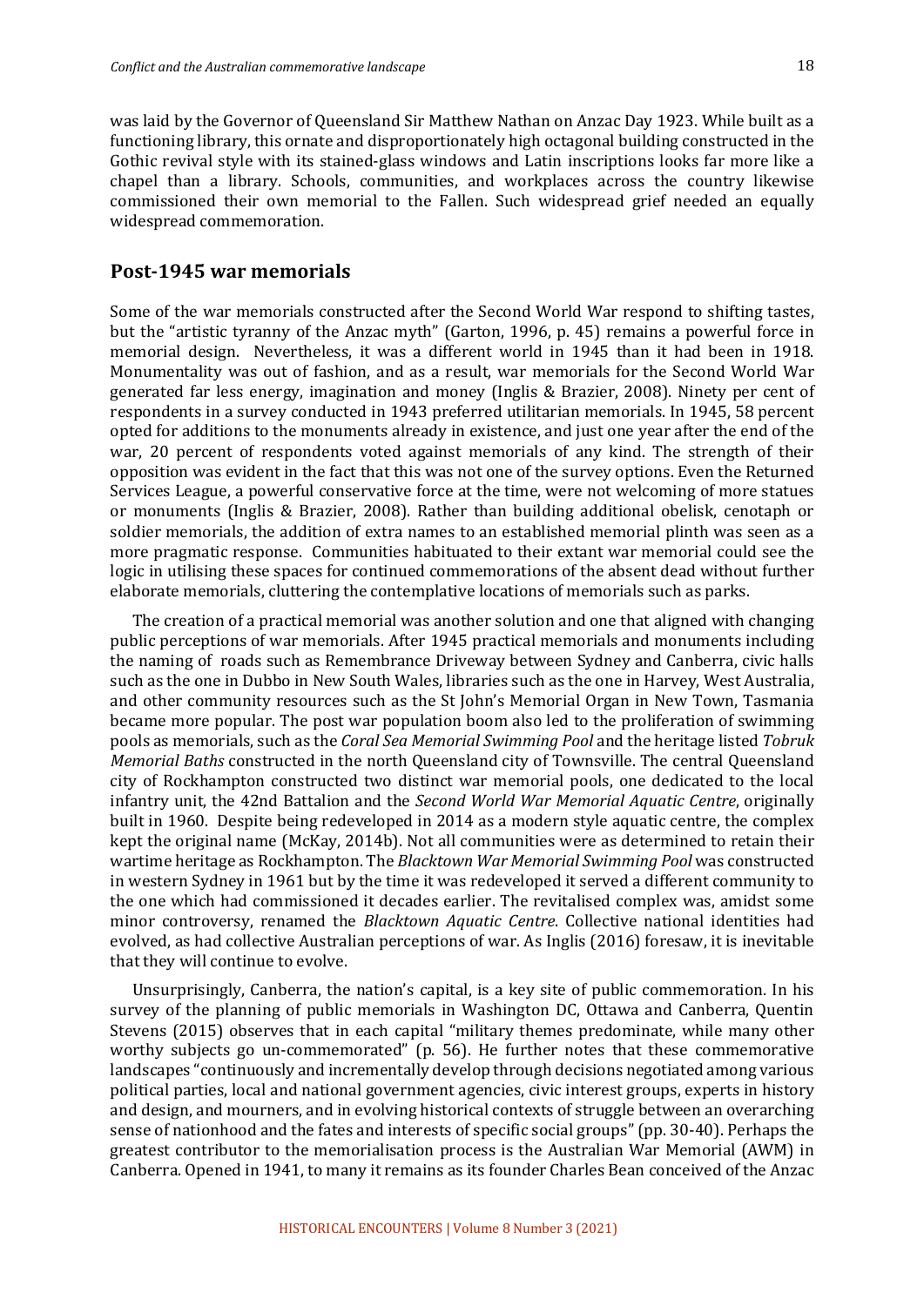was laid by the Governor of Queensland Sir Matthew Nathan on Anzac Day 1923. While built as a functioning library, this ornate and disproportionately high octagonal building constructed in the Gothic revival style with its stained-glass windows and Latin inscriptions looks far more like a chapel than a library. Schools, communities, and workplaces across the country likewise commissioned their own memorial to the Fallen. Such widespread grief needed an equally widespread commemoration.

## Post-1945 war memorials

Some of the war memorials constructed after the Second World War respond to shifting tastes, but the "artistic tyranny of the Anzac myth" (Garton, 1996, p. 45) remains a powerful force in memorial design. Nevertheless, it was a different world in 1945 than it had been in 1918. Monumentality was out of fashion, and as a result, war memorials for the Second World War generated far less energy, imagination and money (Inglis & Brazier, 2008). Ninety per cent of respondents in a survey conducted in 1943 preferred utilitarian memorials. In 1945, 58 percent opted for additions to the monuments already in existence, and just one year after the end of the war, 20 percent of respondents voted against memorials of any kind. The strength of their opposition was evident in the fact that this was not one of the survey options. Even the Returned Services League, a powerful conservative force at the time, were not welcoming of more statues or monuments (Inglis & Brazier, 2008). Rather than building additional obelisk, cenotaph or soldier memorials, the addition of extra names to an established memorial plinth was seen as a more pragmatic response. Communities habituated to their extant war memorial could see the logic in utilising these spaces for continued commemorations of the absent dead without further elaborate memorials, cluttering the contemplative locations of memorials such as parks.

The creation of a practical memorial was another solution and one that aligned with changing public perceptions of war memorials. After 1945 practical memorials and monuments including the naming of roads such as Remembrance Driveway between Sydney and Canberra, civic halls such as the one in Dubbo in New South Wales, libraries such as the one in Harvey, West Australia, and other community resources such as the St John's Memorial Organ in New Town, Tasmania became more popular. The post war population boom also led to the proliferation of swimming pools as memorials, such as the *Coral Sea Memorial Swimming Pool* and the heritage listed *Tobruk Memorial Baths* constructed in the north Queensland city of Townsville. The central Queensland city of Rockhampton constructed two distinct war memorial pools, one dedicated to the local infantry unit, the 42nd Battalion and the *Second World War Memorial Aquatic Centre*, originally built in 1960. Despite being redeveloped in 2014 as a modern style aquatic centre, the complex kept the original name (McKay, 2014b). Not all communities were as determined to retain their wartime heritage as Rockhampton. The *Blacktown War Memorial Swimming Pool* was constructed in western Sydney in 1961 but by the time it was redeveloped it served a different community to the one which had commissioned it decades earlier. The revitalised complex was, amidst some minor controversy, renamed the *Blacktown Aquatic Centre*. Collective national identities had evolved, as had collective Australian perceptions of war. As Inglis (2016) foresaw, it is inevitable that they will continue to evolve.

Unsurprisingly, Canberra, the nation's capital, is a key site of public commemoration. In his survey of the planning of public memorials in Washington DC, Ottawa and Canberra, Quentin Stevens (2015) observes that in each capital "military themes predominate, while many other worthy subjects go un-commemorated" (p. 56). He further notes that these commemorative landscapes "continuously and incrementally develop through decisions negotiated among various political parties, local and national government agencies, civic interest groups, experts in history and design, and mourners, and in evolving historical contexts of struggle between an overarching sense of nationhood and the fates and interests of specific social groups" (pp. 30-40). Perhaps the greatest contributor to the memorialisation process is the Australian War Memorial (AWM) in Canberra. Opened in 1941, to many it remains as its founder Charles Bean conceived of the Anzac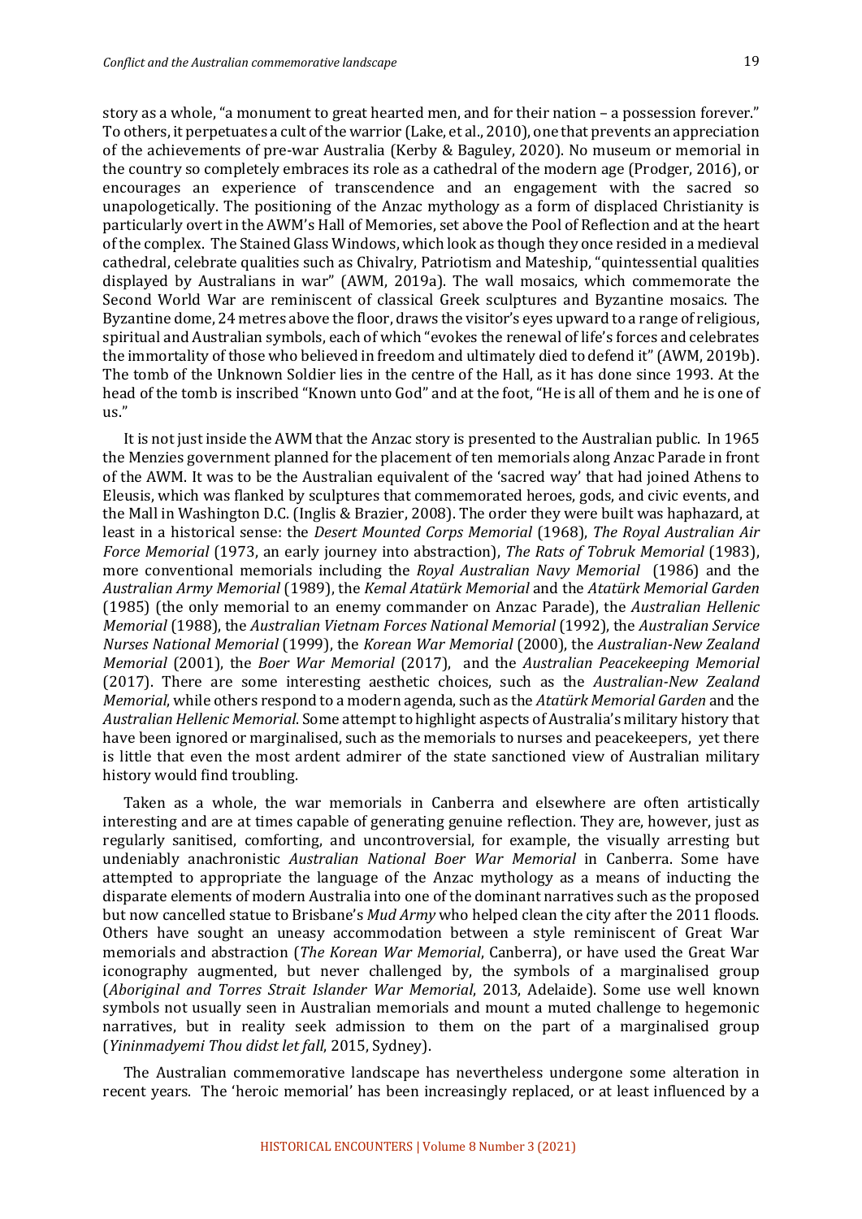story as a whole, "a monument to great hearted men, and for their nation – a possession forever." To others, it perpetuates a cult of the warrior (Lake, et al., 2010), one that prevents an appreciation of the achievements of pre-war Australia (Kerby & Baguley, 2020). No museum or memorial in the country so completely embraces its role as a cathedral of the modern age (Prodger, 2016), or encourages an experience of transcendence and an engagement with the sacred so unapologetically. The positioning of the Anzac mythology as a form of displaced Christianity is particularly overt in the AWM's Hall of Memories, set above the Pool of Reflection and at the heart of the complex. The Stained Glass Windows, which look as though they once resided in a medieval cathedral, celebrate qualities such as Chivalry, Patriotism and Mateship, "quintessential qualities displayed by Australians in war" (AWM, 2019a). The wall mosaics, which commemorate the Second World War are reminiscent of classical Greek sculptures and Byzantine mosaics. The Byzantine dome, 24 metres above the floor, draws the visitor's eyes upward to a range of religious, spiritual and Australian symbols, each of which "evokes the renewal of life's forces and celebrates the immortality of those who believed in freedom and ultimately died to defend it" (AWM, 2019b). The tomb of the Unknown Soldier lies in the centre of the Hall, as it has done since 1993. At the head of the tomb is inscribed "Known unto God" and at the foot, "He is all of them and he is one of us."

It is not just inside the AWM that the Anzac story is presented to the Australian public. In 1965 the Menzies government planned for the placement of ten memorials along Anzac Parade in front of the AWM. It was to be the Australian equivalent of the 'sacred way' that had joined Athens to Eleusis, which was flanked by sculptures that commemorated heroes, gods, and civic events, and the Mall in Washington D.C. (Inglis & Brazier, 2008). The order they were built was haphazard, at least in a historical sense: the *Desert Mounted Corps Memorial* (1968), *The Royal Australian Air Force Memorial* (1973, an early journey into abstraction), *The Rats of Tobruk Memorial* (1983), more conventional memorials including the *Royal Australian Navy Memorial* (1986) and the *Australian Army Memorial* (1989), the *Kemal Atatürk Memorial* and the *Atatürk Memorial Garden* (1985) (the only memorial to an enemy commander on Anzac Parade), the *Australian Hellenic Memorial* (1988), the *Australian Vietnam Forces National Memorial* (1992), the *Australian Service Nurses National Memorial* (1999), the *Korean War Memorial* (2000), the *Australian-New Zealand Memorial* (2001), the *Boer War Memorial* (2017), and the *Australian Peacekeeping Memorial* (2017). There are some interesting aesthetic choices, such as the *Australian-New Zealand Memorial*, while others respond to a modern agenda, such as the *Atatürk Memorial Garden* and the *Australian Hellenic Memorial*. Some attempt to highlight aspects of Australia's military history that have been ignored or marginalised, such as the memorials to nurses and peacekeepers, yet there is little that even the most ardent admirer of the state sanctioned view of Australian military history would find troubling.

Taken as a whole, the war memorials in Canberra and elsewhere are often artistically interesting and are at times capable of generating genuine reflection. They are, however, just as regularly sanitised, comforting, and uncontroversial, for example, the visually arresting but undeniably anachronistic *Australian National Boer War Memorial* in Canberra. Some have attempted to appropriate the language of the Anzac mythology as a means of inducting the disparate elements of modern Australia into one of the dominant narratives such as the proposed but now cancelled statue to Brisbane's *Mud Army* who helped clean the city after the 2011 floods. Others have sought an uneasy accommodation between a style reminiscent of Great War memorials and abstraction (*The Korean War Memorial*, Canberra), or have used the Great War iconography augmented, but never challenged by, the symbols of a marginalised group (*Aboriginal and Torres Strait Islander War Memorial*, 2013, Adelaide). Some use well known symbols not usually seen in Australian memorials and mount a muted challenge to hegemonic narratives, but in reality seek admission to them on the part of a marginalised group (*Yininmadyemi Thou didst let fall*, 2015, Sydney).

The Australian commemorative landscape has nevertheless undergone some alteration in recent years. The 'heroic memorial' has been increasingly replaced, or at least influenced by a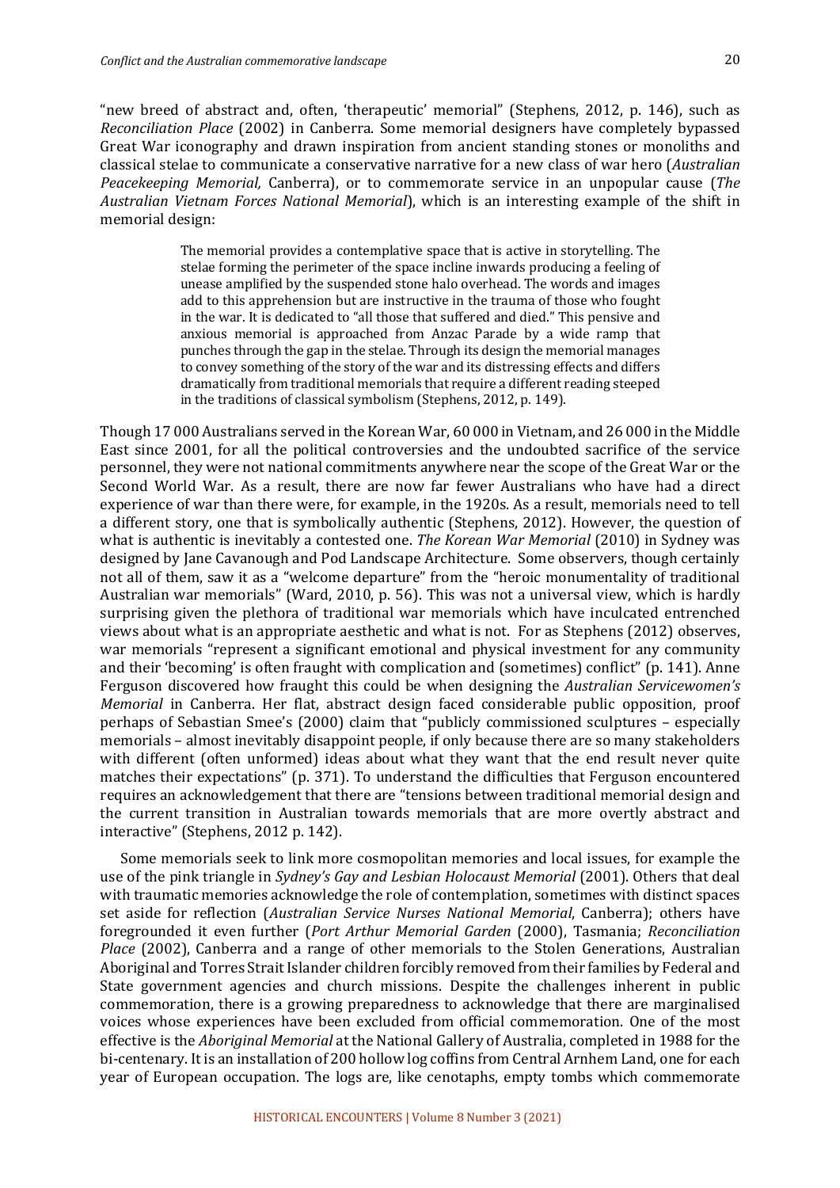"new breed of abstract and, often, 'therapeutic' memorial" (Stephens, 2012, p. 146), such as *Reconciliation Place* (2002) in Canberra. Some memorial designers have completely bypassed Great War iconography and drawn inspiration from ancient standing stones or monoliths and classical stelae to communicate a conservative narrative for a new class of war hero (*Australian Peacekeeping Memorial,* Canberra), or to commemorate service in an unpopular cause (*The Australian Vietnam Forces National Memorial*), which is an interesting example of the shift in memorial design:

> The memorial provides a contemplative space that is active in storytelling. The stelae forming the perimeter of the space incline inwards producing a feeling of unease amplified by the suspended stone halo overhead. The words and images add to this apprehension but are instructive in the trauma of those who fought in the war. It is dedicated to "all those that suffered and died." This pensive and anxious memorial is approached from Anzac Parade by a wide ramp that punches through the gap in the stelae. Through its design the memorial manages to convey something of the story of the war and its distressing effects and differs dramatically from traditional memorials that require a different reading steeped in the traditions of classical symbolism (Stephens, 2012, p. 149).

Though 17 000 Australians served in the Korean War, 60 000 in Vietnam, and 26 000 in the Middle East since 2001, for all the political controversies and the undoubted sacrifice of the service personnel, they were not national commitments anywhere near the scope of the Great War or the Second World War. As a result, there are now far fewer Australians who have had a direct experience of war than there were, for example, in the 1920s. As a result, memorials need to tell a different story, one that is symbolically authentic (Stephens, 2012). However, the question of what is authentic is inevitably a contested one. *The Korean War Memorial* (2010) in Sydney was designed by Jane Cavanough and Pod Landscape Architecture. Some observers, though certainly not all of them, saw it as a "welcome departure" from the "heroic monumentality of traditional Australian war memorials" (Ward, 2010, p. 56). This was not a universal view, which is hardly surprising given the plethora of traditional war memorials which have inculcated entrenched views about what is an appropriate aesthetic and what is not. For as Stephens (2012) observes, war memorials "represent a significant emotional and physical investment for any community and their 'becoming' is often fraught with complication and (sometimes) conflict" (p. 141). Anne Ferguson discovered how fraught this could be when designing the *Australian Servicewomen's Memorial* in Canberra. Her flat, abstract design faced considerable public opposition, proof perhaps of Sebastian Smee's (2000) claim that "publicly commissioned sculptures – especially memorials – almost inevitably disappoint people, if only because there are so many stakeholders with different (often unformed) ideas about what they want that the end result never quite matches their expectations" (p. 371). To understand the difficulties that Ferguson encountered requires an acknowledgement that there are "tensions between traditional memorial design and the current transition in Australian towards memorials that are more overtly abstract and interactive" (Stephens, 2012 p. 142).

Some memorials seek to link more cosmopolitan memories and local issues, for example the use of the pink triangle in *Sydney's Gay and Lesbian Holocaust Memorial* (2001). Others that deal with traumatic memories acknowledge the role of contemplation, sometimes with distinct spaces set aside for reflection (*Australian Service Nurses National Memorial*, Canberra); others have foregrounded it even further (*Port Arthur Memorial Garden* (2000), Tasmania; *Reconciliation Place* (2002), Canberra and a range of other memorials to the Stolen Generations, Australian Aboriginal and Torres Strait Islander children forcibly removed from their families by Federal and State government agencies and church missions. Despite the challenges inherent in public commemoration, there is a growing preparedness to acknowledge that there are marginalised voices whose experiences have been excluded from official commemoration. One of the most effective is the *Aboriginal Memorial* at the National Gallery of Australia, completed in 1988 for the bi-centenary. It is an installation of 200 hollow log coffins from Central Arnhem Land, one for each year of European occupation. The logs are, like cenotaphs, empty tombs which commemorate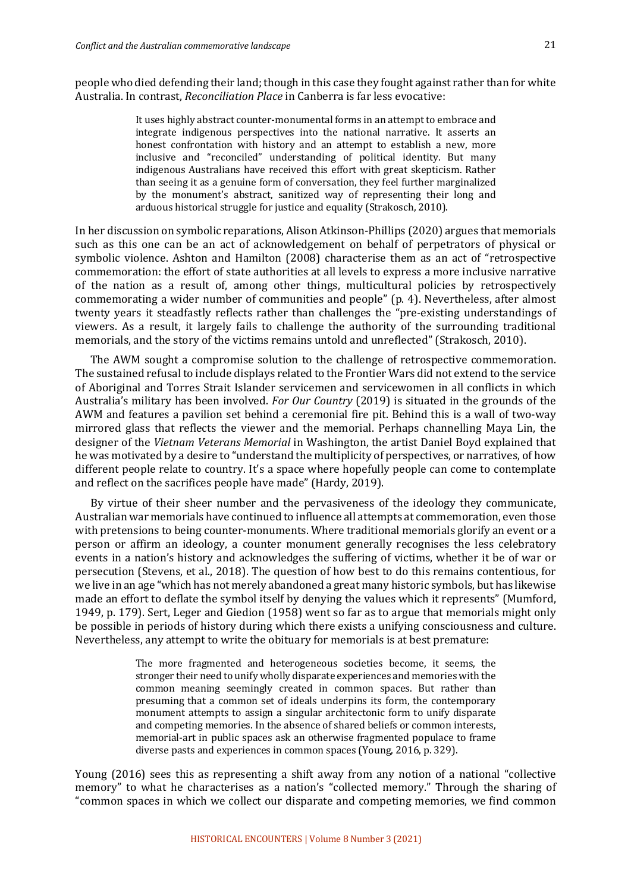people who died defending their land; though in this case they fought against rather than for white Australia. In contrast, *Reconciliation Place* in Canberra is far less evocative:

> It uses highly abstract counter-monumental forms in an attempt to embrace and integrate indigenous perspectives into the national narrative. It asserts an honest confrontation with history and an attempt to establish a new, more inclusive and "reconciled" understanding of political identity. But many indigenous Australians have received this effort with great skepticism. Rather than seeing it as a genuine form of conversation, they feel further marginalized by the monument's abstract, sanitized way of representing their long and arduous historical struggle for justice and equality (Strakosch, 2010).

In her discussion on symbolic reparations, Alison Atkinson-Phillips (2020) argues that memorials such as this one can be an act of acknowledgement on behalf of perpetrators of physical or symbolic violence. Ashton and Hamilton (2008) characterise them as an act of "retrospective commemoration: the effort of state authorities at all levels to express a more inclusive narrative of the nation as a result of, among other things, multicultural policies by retrospectively commemorating a wider number of communities and people" (p. 4). Nevertheless, after almost twenty years it steadfastly reflects rather than challenges the "pre-existing understandings of viewers. As a result, it largely fails to challenge the authority of the surrounding traditional memorials, and the story of the victims remains untold and unreflected" (Strakosch, 2010).

The AWM sought a compromise solution to the challenge of retrospective commemoration. The sustained refusal to include displays related to the Frontier Wars did not extend to the service of Aboriginal and Torres Strait Islander servicemen and servicewomen in all conflicts in which Australia's military has been involved. *For Our Country* (2019) is situated in the grounds of the AWM and features a pavilion set behind a ceremonial fire pit. Behind this is a wall of two-way mirrored glass that reflects the viewer and the memorial. Perhaps channelling Maya Lin, the designer of the *Vietnam Veterans Memorial* in Washington, the artist Daniel Boyd explained that he was motivated by a desire to "understand the multiplicity of perspectives, or narratives, of how different people relate to country. It's a space where hopefully people can come to contemplate and reflect on the sacrifices people have made" (Hardy, 2019).

By virtue of their sheer number and the pervasiveness of the ideology they communicate, Australian war memorials have continued to influence all attempts at commemoration, even those with pretensions to being counter-monuments. Where traditional memorials glorify an event or a person or affirm an ideology, a counter monument generally recognises the less celebratory events in a nation's history and acknowledges the suffering of victims, whether it be of war or persecution (Stevens, et al., 2018). The question of how best to do this remains contentious, for we live in an age "which has not merely abandoned a great many historic symbols, but has likewise made an effort to deflate the symbol itself by denying the values which it represents" (Mumford, 1949, p. 179). Sert, Leger and Giedion (1958) went so far as to argue that memorials might only be possible in periods of history during which there exists a unifying consciousness and culture. Nevertheless, any attempt to write the obituary for memorials is at best premature:

> The more fragmented and heterogeneous societies become, it seems, the stronger their need to unify wholly disparate experiences and memories with the common meaning seemingly created in common spaces. But rather than presuming that a common set of ideals underpins its form, the contemporary monument attempts to assign a singular architectonic form to unify disparate and competing memories. In the absence of shared beliefs or common interests, memorial-art in public spaces ask an otherwise fragmented populace to frame diverse pasts and experiences in common spaces (Young, 2016, p. 329).

Young (2016) sees this as representing a shift away from any notion of a national "collective memory" to what he characterises as a nation's "collected memory." Through the sharing of "common spaces in which we collect our disparate and competing memories, we find common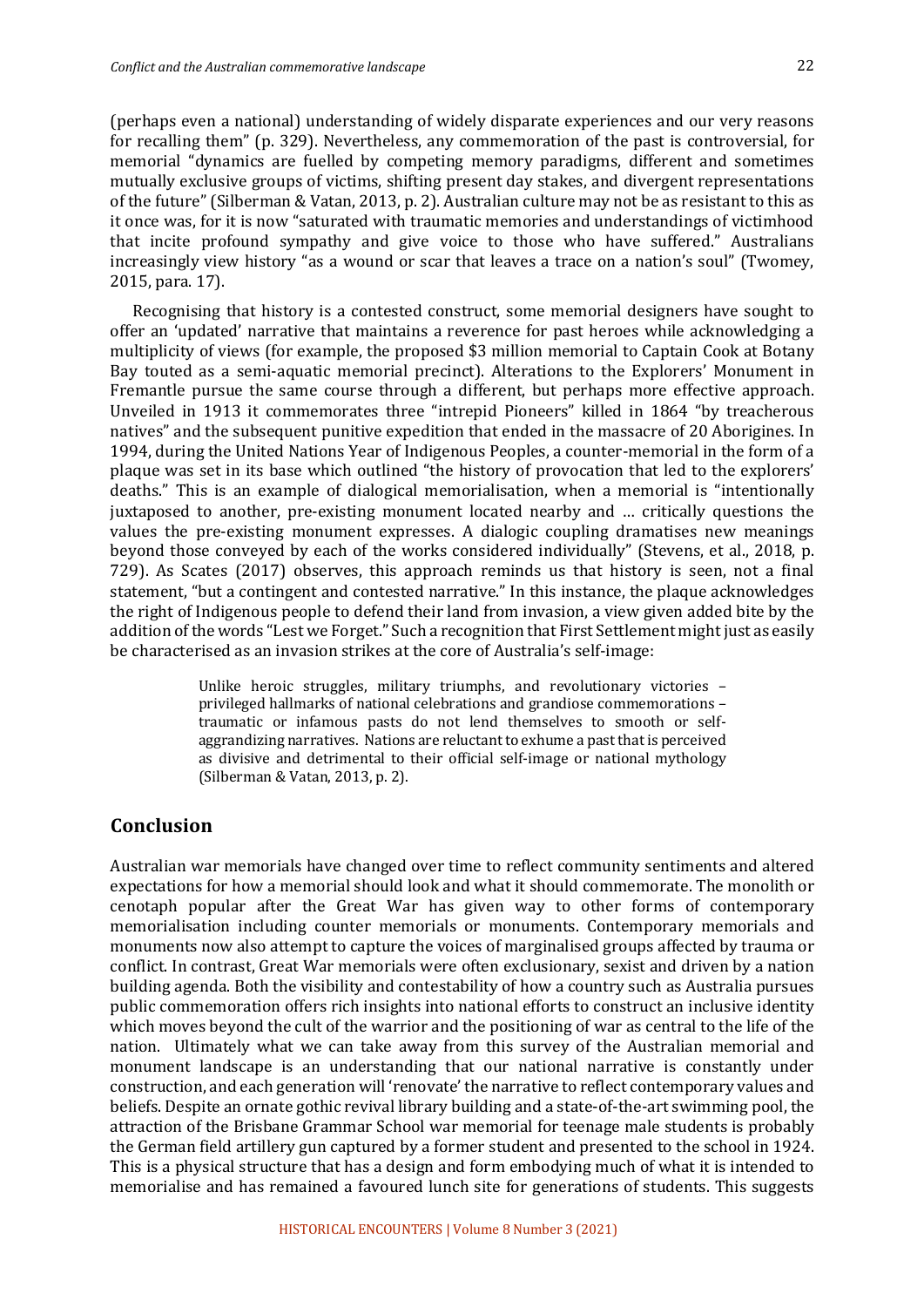(perhaps even a national) understanding of widely disparate experiences and our very reasons for recalling them" (p. 329). Nevertheless, any commemoration of the past is controversial, for memorial "dynamics are fuelled by competing memory paradigms, different and sometimes mutually exclusive groups of victims, shifting present day stakes, and divergent representations of the future" (Silberman & Vatan, 2013, p. 2). Australian culture may not be as resistant to this as it once was, for it is now "saturated with traumatic memories and understandings of victimhood that incite profound sympathy and give voice to those who have suffered." Australians increasingly view history "as a wound or scar that leaves a trace on a nation's soul" (Twomey, 2015, para. 17).

Recognising that history is a contested construct, some memorial designers have sought to offer an 'updated' narrative that maintains a reverence for past heroes while acknowledging a multiplicity of views (for example, the proposed $3 million memorial to Captain Cook at Botany Bay touted as a semi-aquatic memorial precinct). Alterations to the Explorers' Monument in Fremantle pursue the same course through a different, but perhaps more effective approach. Unveiled in 1913 it commemorates three "intrepid Pioneers" killed in 1864 "by treacherous natives" and the subsequent punitive expedition that ended in the massacre of 20 Aborigines. In 1994, during the United Nations Year of Indigenous Peoples, a counter-memorial in the form of a plaque was set in its base which outlined "the history of provocation that led to the explorers' deaths." This is an example of dialogical memorialisation, when a memorial is "intentionally juxtaposed to another, pre-existing monument located nearby and … critically questions the values the pre-existing monument expresses. A dialogic coupling dramatises new meanings beyond those conveyed by each of the works considered individually" (Stevens, et al., 2018, p. 729). As Scates (2017) observes, this approach reminds us that history is seen, not a final statement, "but a contingent and contested narrative." In this instance, the plaque acknowledges the right of Indigenous people to defend their land from invasion, a view given added bite by the addition of the words "Lest we Forget." Such a recognition that First Settlement might just as easily be characterised as an invasion strikes at the core of Australia's self-image:

> Unlike heroic struggles, military triumphs, and revolutionary victories – privileged hallmarks of national celebrations and grandiose commemorations – traumatic or infamous pasts do not lend themselves to smooth or self-aggrandizing narratives. Nations are reluctant to exhume a past that is perceived as divisive and detrimental to their official self-image or national mythology (Silberman & Vatan, 2013, p. 2).

## Conclusion

Australian war memorials have changed over time to reflect community sentiments and altered expectations for how a memorial should look and what it should commemorate. The monolith or cenotaph popular after the Great War has given way to other forms of contemporary memorialisation including counter memorials or monuments. Contemporary memorials and monuments now also attempt to capture the voices of marginalised groups affected by trauma or conflict. In contrast, Great War memorials were often exclusionary, sexist and driven by a nation building agenda. Both the visibility and contestability of how a country such as Australia pursues public commemoration offers rich insights into national efforts to construct an inclusive identity which moves beyond the cult of the warrior and the positioning of war as central to the life of the nation. Ultimately what we can take away from this survey of the Australian memorial and monument landscape is an understanding that our national narrative is constantly under construction, and each generation will 'renovate' the narrative to reflect contemporary values and beliefs. Despite an ornate gothic revival library building and a state-of-the-art swimming pool, the attraction of the Brisbane Grammar School war memorial for teenage male students is probably the German field artillery gun captured by a former student and presented to the school in 1924. This is a physical structure that has a design and form embodying much of what it is intended to memorialise and has remained a favoured lunch site for generations of students. This suggests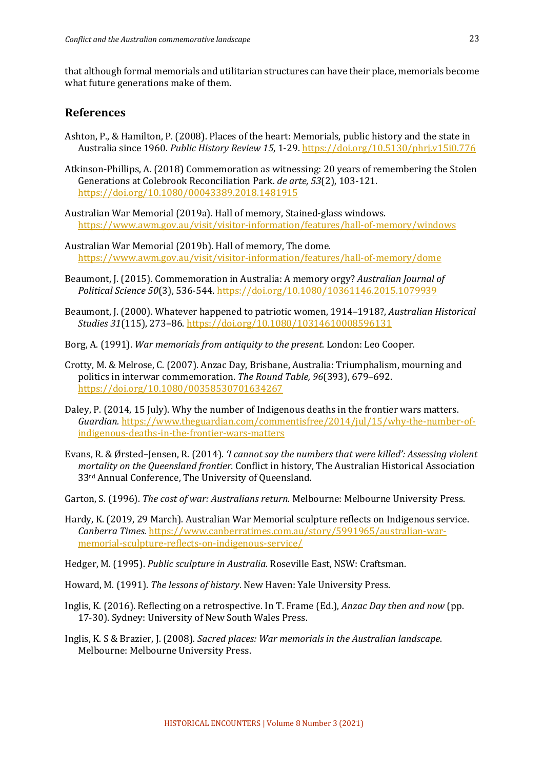that although formal memorials and utilitarian structures can have their place, memorials become what future generations make of them.

## References

Ashton, P., & Hamilton, P. (2008). Places of the heart: Memorials, public history and the state in Australia since 1960. *Public History Review 15*, 1-29. https://doi.org/10.5130/phrj.v15i0.776

Atkinson-Phillips, A. (2018) Commemoration as witnessing: 20 years of remembering the Stolen Generations at Colebrook Reconciliation Park. *de arte, 53*(2), 103-121. https://doi.org/10.1080/00043389.2018.1481915

Australian War Memorial (2019a). Hall of memory, Stained-glass windows. https://www.awm.gov.au/visit/visitor-information/features/hall-of-memory/windows

Australian War Memorial (2019b). Hall of memory, The dome. https://www.awm.gov.au/visit/visitor-information/features/hall-of-memory/dome

Beaumont, J. (2015). Commemoration in Australia: A memory orgy? *Australian Journal of Political Science 50*(3), 536-544. https://doi.org/10.1080/10361146.2015.1079939

Beaumont, J. (2000). Whatever happened to patriotic women, 1914–1918?, *Australian Historical Studies 31*(115), 273–86. https://doi.org/10.1080/10314610008596131

Borg, A. (1991). *War memorials from antiquity to the present*. London: Leo Cooper.

Crotty, M. & Melrose, C. (2007). Anzac Day, Brisbane, Australia: Triumphalism, mourning and politics in interwar commemoration. *The Round Table, 96*(393), 679–692. https://doi.org/10.1080/00358530701634267

Daley, P. (2014, 15 July). Why the number of Indigenous deaths in the frontier wars matters. *Guardian.* https://www.theguardian.com/commentisfree/2014/jul/15/why-the-number-of-indigenous-deaths-in-the-frontier-wars-matters

Evans, R. & Ørsted–Jensen, R. (2014). *'I cannot say the numbers that were killed': Assessing violent mortality on the Queensland frontier.* Conflict in history, The Australian Historical Association 33rd Annual Conference, The University of Queensland.

Garton, S. (1996). *The cost of war: Australians return*. Melbourne: Melbourne University Press.

Hardy, K. (2019, 29 March). Australian War Memorial sculpture reflects on Indigenous service. *Canberra Times.* https://www.canberratimes.com.au/story/5991965/australian-war-memorial-sculpture-reflects-on-indigenous-service/

Hedger, M. (1995). *Public sculpture in Australia*. Roseville East, NSW: Craftsman.

Howard, M. (1991). *The lessons of history*. New Haven: Yale University Press.

Inglis, K. (2016). Reflecting on a retrospective. In T. Frame (Ed.), *Anzac Day then and now* (pp. 17-30). Sydney: University of New South Wales Press.

Inglis, K. S & Brazier, J. (2008). *Sacred places: War memorials in the Australian landscape*. Melbourne: Melbourne University Press.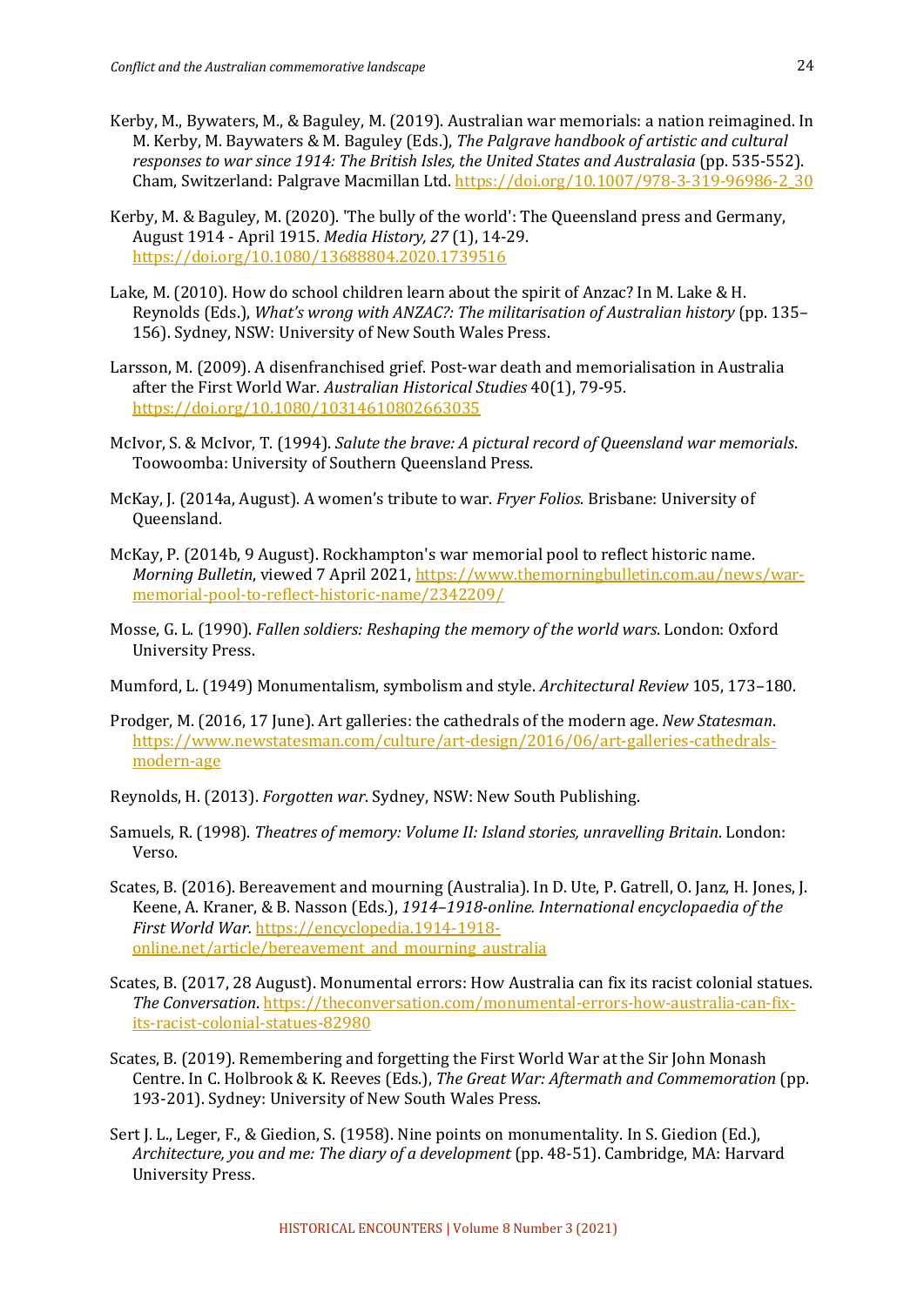Kerby, M., Bywaters, M., & Baguley, M. (2019). Australian war memorials: a nation reimagined. In M. Kerby, M. Baywaters & M. Baguley (Eds.), *The Palgrave handbook of artistic and cultural responses to war since 1914: The British Isles, the United States and Australasia* (pp. 535-552). Cham, Switzerland: Palgrave Macmillan Ltd. https://doi.org/10.1007/978-3-319-96986-2_30

Kerby, M. & Baguley, M. (2020). 'The bully of the world': The Queensland press and Germany, August 1914 - April 1915. *Media History, 27* (1), 14-29. https://doi.org/10.1080/13688804.2020.1739516

Lake, M. (2010). How do school children learn about the spirit of Anzac? In M. Lake & H. Reynolds (Eds.), *What's wrong with ANZAC?: The militarisation of Australian history* (pp. 135–156). Sydney, NSW: University of New South Wales Press.

Larsson, M. (2009). A disenfranchised grief. Post-war death and memorialisation in Australia after the First World War. *Australian Historical Studies* 40(1), 79-95. https://doi.org/10.1080/10314610802663035

McIvor, S. & McIvor, T. (1994). *Salute the brave: A pictural record of Queensland war memorials*. Toowoomba: University of Southern Queensland Press.

McKay, J. (2014a, August). A women's tribute to war. *Fryer Folios*. Brisbane: University of Queensland.

McKay, P. (2014b, 9 August). Rockhampton's war memorial pool to reflect historic name. *Morning Bulletin*, viewed 7 April 2021, https://www.themorningbulletin.com.au/news/war-memorial-pool-to-reflect-historic-name/2342209/

Mosse, G. L. (1990). *Fallen soldiers: Reshaping the memory of the world wars*. London: Oxford University Press.

Mumford, L. (1949) Monumentalism, symbolism and style. *Architectural Review* 105, 173–180.

Prodger, M. (2016, 17 June). Art galleries: the cathedrals of the modern age. *New Statesman*. https://www.newstatesman.com/culture/art-design/2016/06/art-galleries-cathedrals-modern-age

Reynolds, H. (2013). *Forgotten war*. Sydney, NSW: New South Publishing.

Samuels, R. (1998). *Theatres of memory: Volume II: Island stories, unravelling Britain*. London: Verso.

Scates, B. (2016). Bereavement and mourning (Australia). In D. Ute, P. Gatrell, O. Janz, H. Jones, J. Keene, A. Kraner, & B. Nasson (Eds.), *1914–1918-online. International encyclopaedia of the First World War.* https://encyclopedia.1914-1918-online.net/article/bereavement_and_mourning_australia

Scates, B. (2017, 28 August). Monumental errors: How Australia can fix its racist colonial statues. *The Conversation*. https://theconversation.com/monumental-errors-how-australia-can-fix-its-racist-colonial-statues-82980

Scates, B. (2019). Remembering and forgetting the First World War at the Sir John Monash Centre. In C. Holbrook & K. Reeves (Eds.), *The Great War: Aftermath and Commemoration* (pp. 193-201). Sydney: University of New South Wales Press.

Sert J. L., Leger, F., & Giedion, S. (1958). Nine points on monumentality. In S. Giedion (Ed.), *Architecture, you and me: The diary of a development* (pp. 48-51). Cambridge, MA: Harvard University Press.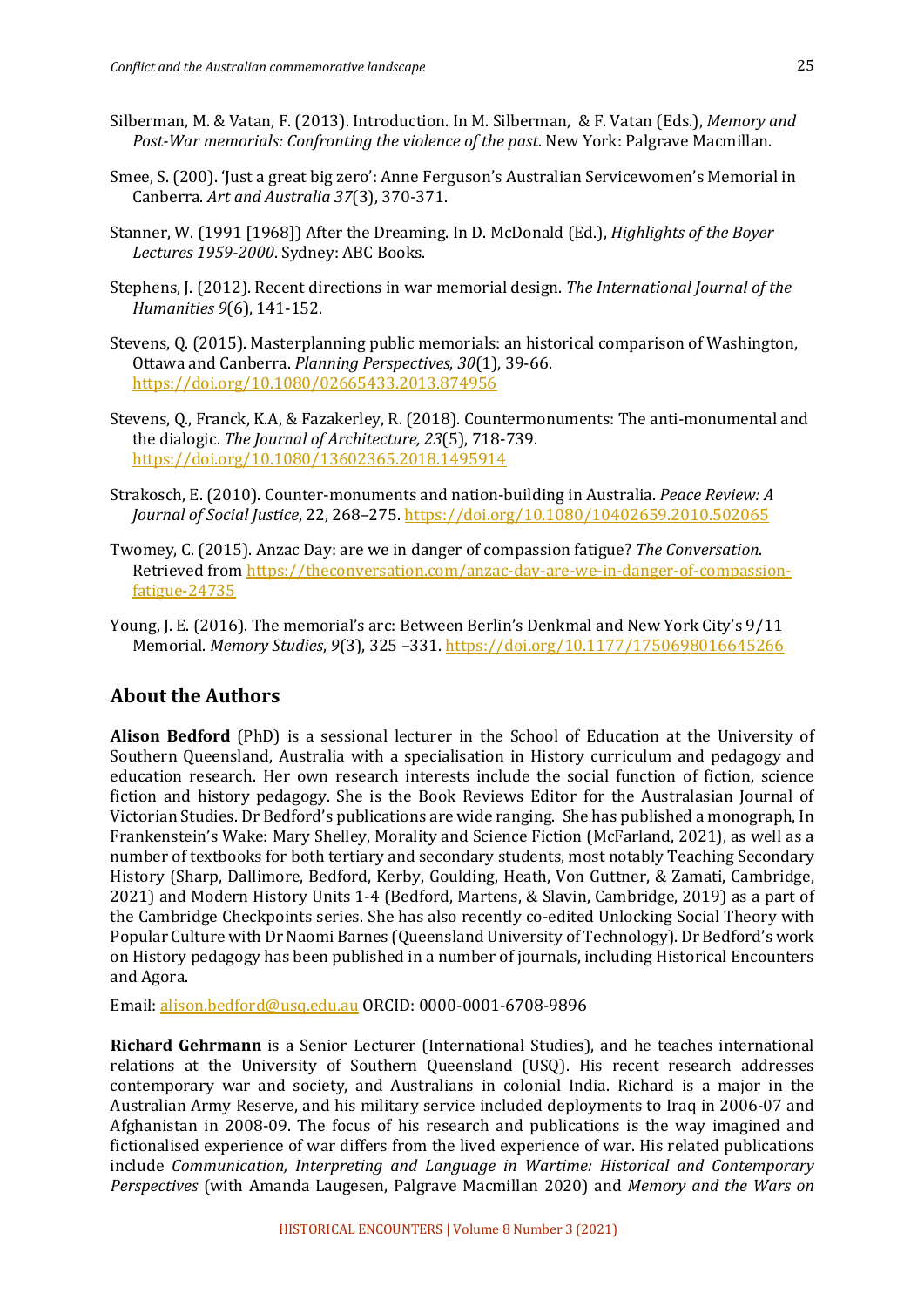Silberman, M. & Vatan, F. (2013). Introduction. In M. Silberman, & F. Vatan (Eds.), *Memory and Post-War memorials: Confronting the violence of the past*. New York: Palgrave Macmillan.

Smee, S. (200). 'Just a great big zero': Anne Ferguson's Australian Servicewomen's Memorial in Canberra. *Art and Australia 37*(3), 370-371.

Stanner, W. (1991 [1968]) After the Dreaming. In D. McDonald (Ed.), *Highlights of the Boyer Lectures 1959-2000*. Sydney: ABC Books.

Stephens, J. (2012). Recent directions in war memorial design. *The International Journal of the Humanities 9*(6), 141-152.

Stevens, Q. (2015). Masterplanning public memorials: an historical comparison of Washington, Ottawa and Canberra. *Planning Perspectives*, *30*(1), 39-66. https://doi.org/10.1080/02665433.2013.874956

Stevens, Q., Franck, K.A, & Fazakerley, R. (2018). Countermonuments: The anti-monumental and the dialogic. *The Journal of Architecture*, *23*(5), 718-739. https://doi.org/10.1080/13602365.2018.1495914

Strakosch, E. (2010). Counter-monuments and nation-building in Australia. *Peace Review: A Journal of Social Justice*, 22, 268–275. https://doi.org/10.1080/10402659.2010.502065

Twomey, C. (2015). Anzac Day: are we in danger of compassion fatigue? *The Conversation*. Retrieved from https://theconversation.com/anzac-day-are-we-in-danger-of-compassion-fatigue-24735

Young, J. E. (2016). The memorial's arc: Between Berlin's Denkmal and New York City's 9/11 Memorial. *Memory Studies*, *9*(3), 325 –331. https://doi.org/10.1177/1750698016645266

## About the Authors

**Alison Bedford** (PhD) is a sessional lecturer in the School of Education at the University of Southern Queensland, Australia with a specialisation in History curriculum and pedagogy and education research. Her own research interests include the social function of fiction, science fiction and history pedagogy. She is the Book Reviews Editor for the Australasian Journal of Victorian Studies. Dr Bedford's publications are wide ranging. She has published a monograph, In Frankenstein's Wake: Mary Shelley, Morality and Science Fiction (McFarland, 2021), as well as a number of textbooks for both tertiary and secondary students, most notably Teaching Secondary History (Sharp, Dallimore, Bedford, Kerby, Goulding, Heath, Von Guttner, & Zamati, Cambridge, 2021) and Modern History Units 1-4 (Bedford, Martens, & Slavin, Cambridge, 2019) as a part of the Cambridge Checkpoints series. She has also recently co-edited Unlocking Social Theory with Popular Culture with Dr Naomi Barnes (Queensland University of Technology). Dr Bedford's work on History pedagogy has been published in a number of journals, including Historical Encounters and Agora.

Email: alison.bedford@usq.edu.au ORCID: 0000-0001-6708-9896

**Richard Gehrmann** is a Senior Lecturer (International Studies), and he teaches international relations at the University of Southern Queensland (USQ). His recent research addresses contemporary war and society, and Australians in colonial India. Richard is a major in the Australian Army Reserve, and his military service included deployments to Iraq in 2006-07 and Afghanistan in 2008-09. The focus of his research and publications is the way imagined and fictionalised experience of war differs from the lived experience of war. His related publications include *Communication, Interpreting and Language in Wartime: Historical and Contemporary Perspectives* (with Amanda Laugesen, Palgrave Macmillan 2020) and *Memory and the Wars on*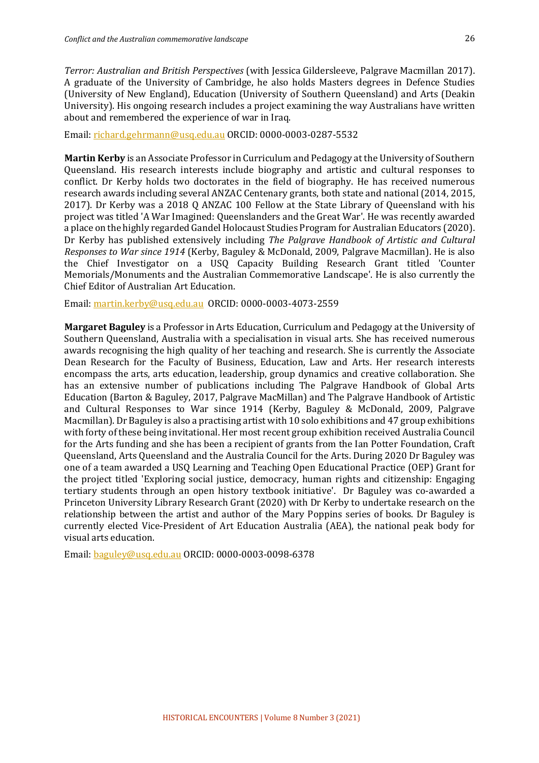*Terror: Australian and British Perspectives* (with Jessica Gildersleeve, Palgrave Macmillan 2017). A graduate of the University of Cambridge, he also holds Masters degrees in Defence Studies (University of New England), Education (University of Southern Queensland) and Arts (Deakin University). His ongoing research includes a project examining the way Australians have written about and remembered the experience of war in Iraq.

Email: richard.gehrmann@usq.edu.au ORCID: 0000-0003-0287-5532

**Martin Kerby** is an Associate Professor in Curriculum and Pedagogy at the University of Southern Queensland. His research interests include biography and artistic and cultural responses to conflict. Dr Kerby holds two doctorates in the field of biography. He has received numerous research awards including several ANZAC Centenary grants, both state and national (2014, 2015, 2017). Dr Kerby was a 2018 Q ANZAC 100 Fellow at the State Library of Queensland with his project was titled 'A War Imagined: Queenslanders and the Great War'. He was recently awarded a place on the highly regarded Gandel Holocaust Studies Program for Australian Educators (2020). Dr Kerby has published extensively including *The Palgrave Handbook of Artistic and Cultural Responses to War since 1914* (Kerby, Baguley & McDonald, 2009, Palgrave Macmillan). He is also the Chief Investigator on a USQ Capacity Building Research Grant titled 'Counter Memorials/Monuments and the Australian Commemorative Landscape'. He is also currently the Chief Editor of Australian Art Education.

Email: martin.kerby@usq.edu.au ORCID: 0000-0003-4073-2559

**Margaret Baguley** is a Professor in Arts Education, Curriculum and Pedagogy at the University of Southern Queensland, Australia with a specialisation in visual arts. She has received numerous awards recognising the high quality of her teaching and research. She is currently the Associate Dean Research for the Faculty of Business, Education, Law and Arts. Her research interests encompass the arts, arts education, leadership, group dynamics and creative collaboration. She has an extensive number of publications including The Palgrave Handbook of Global Arts Education (Barton & Baguley, 2017, Palgrave MacMillan) and The Palgrave Handbook of Artistic and Cultural Responses to War since 1914 (Kerby, Baguley & McDonald, 2009, Palgrave Macmillan). Dr Baguley is also a practising artist with 10 solo exhibitions and 47 group exhibitions with forty of these being invitational. Her most recent group exhibition received Australia Council for the Arts funding and she has been a recipient of grants from the Ian Potter Foundation, Craft Queensland, Arts Queensland and the Australia Council for the Arts. During 2020 Dr Baguley was one of a team awarded a USQ Learning and Teaching Open Educational Practice (OEP) Grant for the project titled 'Exploring social justice, democracy, human rights and citizenship: Engaging tertiary students through an open history textbook initiative'. Dr Baguley was co-awarded a Princeton University Library Research Grant (2020) with Dr Kerby to undertake research on the relationship between the artist and author of the Mary Poppins series of books. Dr Baguley is currently elected Vice-President of Art Education Australia (AEA), the national peak body for visual arts education.

Email: baguley@usq.edu.au ORCID: 0000-0003-0098-6378